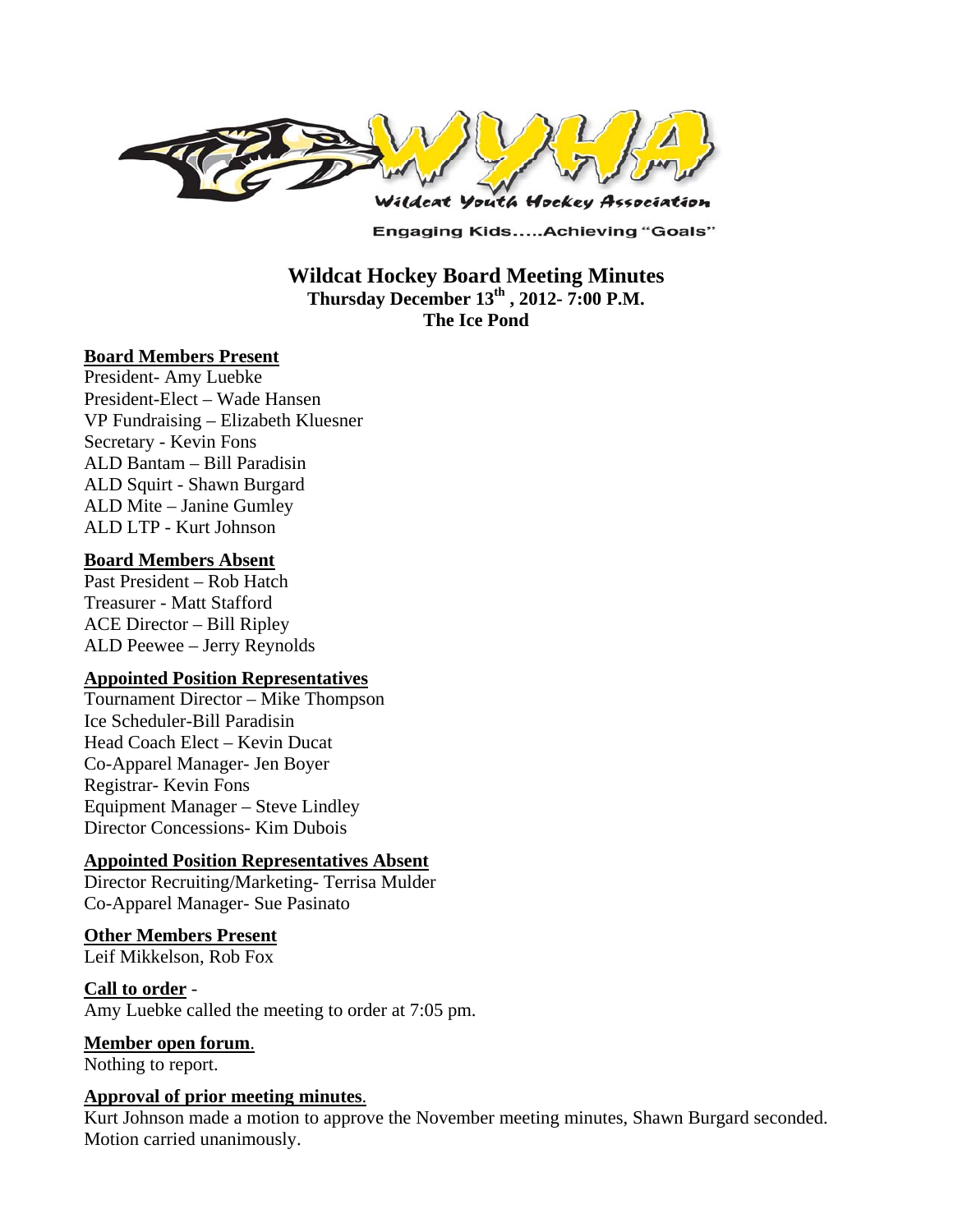WYHA

Wildcat Youth Hockey Association

Engaging Kids.....Achieving "Goals"

# Wildcat Hockey Board Meeting Minutes

**Thursday December 13th , 2012- 7:00 P.M.**

**The Ice Pond**

**Board Members Present**

President- Amy Luebke
President-Elect – Wade Hansen
VP Fundraising – Elizabeth Kluesner
Secretary - Kevin Fons
ALD Bantam – Bill Paradisin
ALD Squirt - Shawn Burgard
ALD Mite – Janine Gumley
ALD LTP - Kurt Johnson

**Board Members Absent**

Past President – Rob Hatch
Treasurer - Matt Stafford
ACE Director – Bill Ripley
ALD Peewee – Jerry Reynolds

**Appointed Position Representatives**

Tournament Director – Mike Thompson
Ice Scheduler-Bill Paradisin
Head Coach Elect – Kevin Ducat
Co-Apparel Manager- Jen Boyer
Registrar- Kevin Fons
Equipment Manager – Steve Lindley
Director Concessions- Kim Dubois

**Appointed Position Representatives Absent**

Director Recruiting/Marketing- Terrisa Mulder
Co-Apparel Manager- Sue Pasinato

**Other Members Present**

Leif Mikkelson, Rob Fox

**Call to order** -

Amy Luebke called the meeting to order at 7:05 pm.

**Member open forum**.

Nothing to report.

**Approval of prior meeting minutes**.

Kurt Johnson made a motion to approve the November meeting minutes, Shawn Burgard seconded. Motion carried unanimously.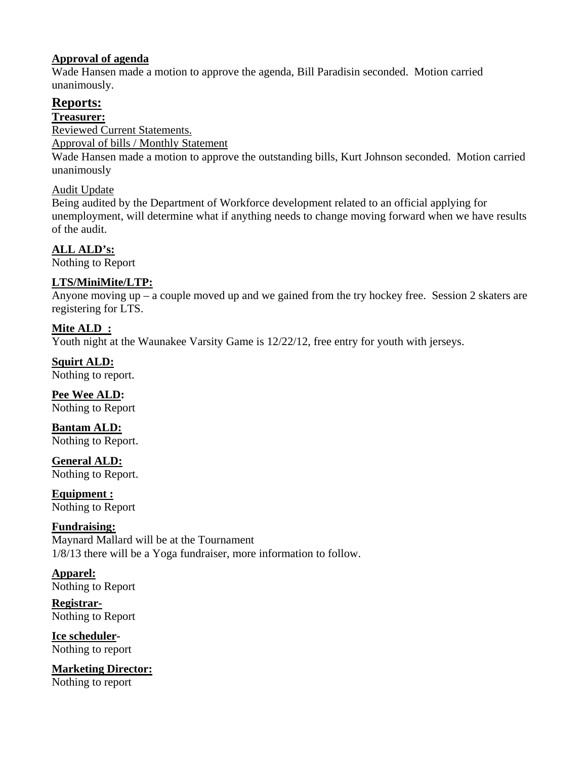**Approval of agenda**

Wade Hansen made a motion to approve the agenda, Bill Paradisin seconded. Motion carried unanimously.

## Reports:

**Treasurer:**

Reviewed Current Statements.

Approval of bills / Monthly Statement

Wade Hansen made a motion to approve the outstanding bills, Kurt Johnson seconded. Motion carried unanimously

Audit Update

Being audited by the Department of Workforce development related to an official applying for unemployment, will determine what if anything needs to change moving forward when we have results of the audit.

**ALL ALD's:**

Nothing to Report

**LTS/MiniMite/LTP:**

Anyone moving up – a couple moved up and we gained from the try hockey free. Session 2 skaters are registering for LTS.

**Mite ALD :**

Youth night at the Waunakee Varsity Game is 12/22/12, free entry for youth with jerseys.

**Squirt ALD:**

Nothing to report.

**Pee Wee ALD:**

Nothing to Report

**Bantam ALD:**

Nothing to Report.

**General ALD:**

Nothing to Report.

**Equipment :**

Nothing to Report

**Fundraising:**

Maynard Mallard will be at the Tournament

1/8/13 there will be a Yoga fundraiser, more information to follow.

**Apparel:**

Nothing to Report

**Registrar-**

Nothing to Report

**Ice scheduler-**

Nothing to report

**Marketing Director:**

Nothing to report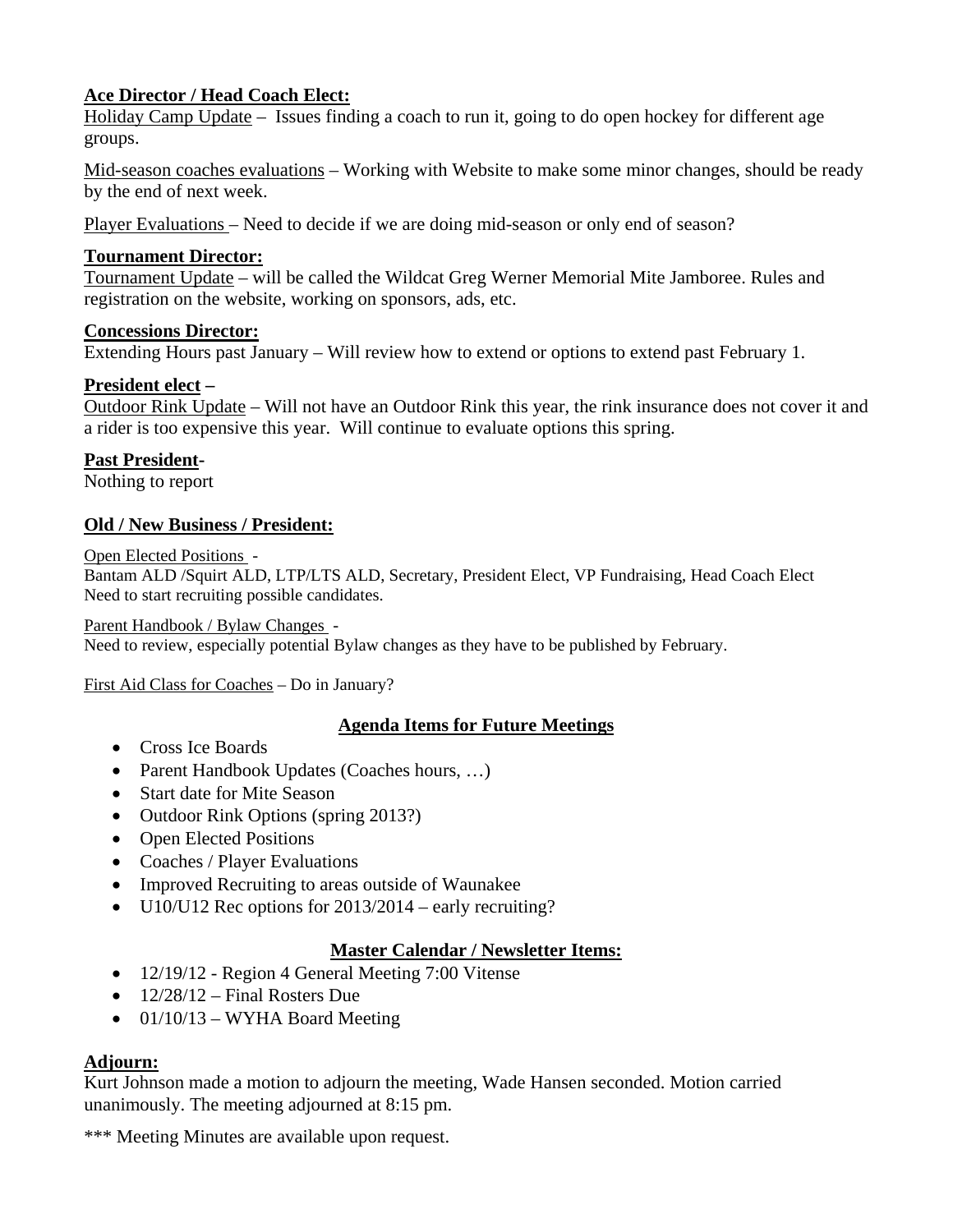**Ace Director / Head Coach Elect:**
Holiday Camp Update – Issues finding a coach to run it, going to do open hockey for different age groups.

Mid-season coaches evaluations – Working with Website to make some minor changes, should be ready by the end of next week.

Player Evaluations – Need to decide if we are doing mid-season or only end of season?

**Tournament Director:**
Tournament Update – will be called the Wildcat Greg Werner Memorial Mite Jamboree. Rules and registration on the website, working on sponsors, ads, etc.

**Concessions Director:**
Extending Hours past January – Will review how to extend or options to extend past February 1.

**President elect –**
Outdoor Rink Update – Will not have an Outdoor Rink this year, the rink insurance does not cover it and a rider is too expensive this year. Will continue to evaluate options this spring.

**Past President-**
Nothing to report

**Old / New Business / President:**

Open Elected Positions -
Bantam ALD /Squirt ALD, LTP/LTS ALD, Secretary, President Elect, VP Fundraising, Head Coach Elect
Need to start recruiting possible candidates.

Parent Handbook / Bylaw Changes -
Need to review, especially potential Bylaw changes as they have to be published by February.

First Aid Class for Coaches – Do in January?

**Agenda Items for Future Meetings**

- Cross Ice Boards
- Parent Handbook Updates (Coaches hours, …)
- Start date for Mite Season
- Outdoor Rink Options (spring 2013?)
- Open Elected Positions
- Coaches / Player Evaluations
- Improved Recruiting to areas outside of Waunakee
- U10/U12 Rec options for 2013/2014 – early recruiting?

**Master Calendar / Newsletter Items:**

- 12/19/12 - Region 4 General Meeting 7:00 Vitense
- 12/28/12 – Final Rosters Due
- 01/10/13 – WYHA Board Meeting

**Adjourn:**
Kurt Johnson made a motion to adjourn the meeting, Wade Hansen seconded. Motion carried unanimously. The meeting adjourned at 8:15 pm.

*** Meeting Minutes are available upon request.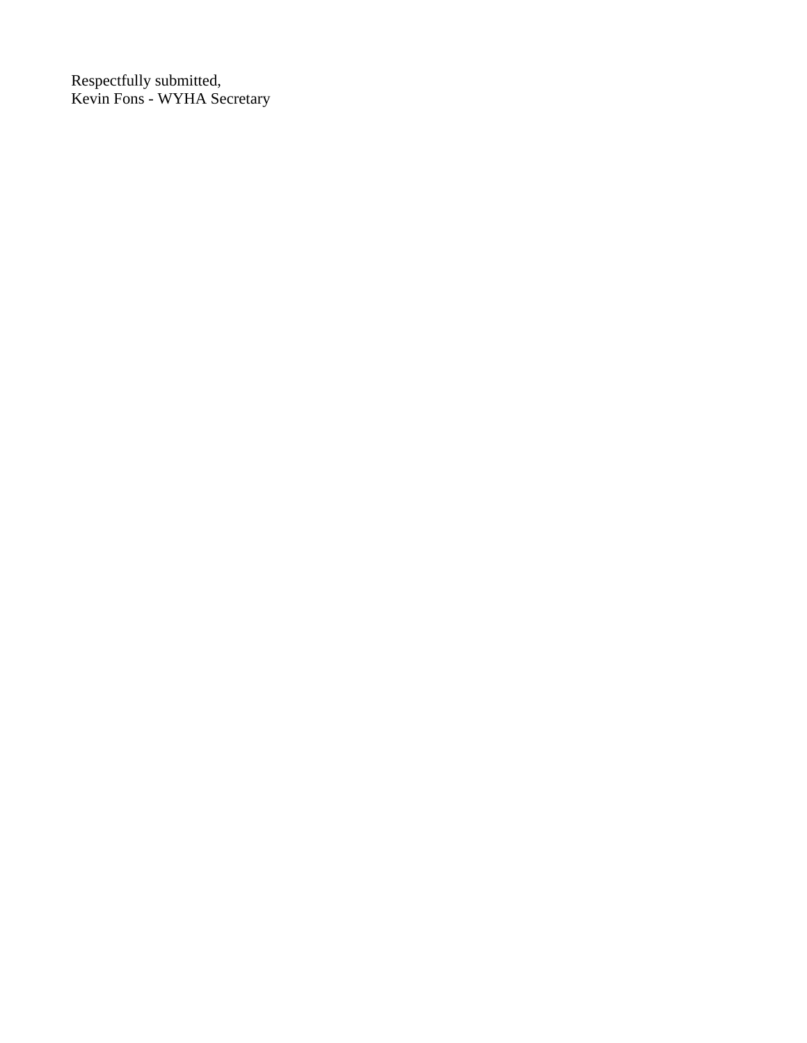Respectfully submitted,
Kevin Fons - WYHA Secretary